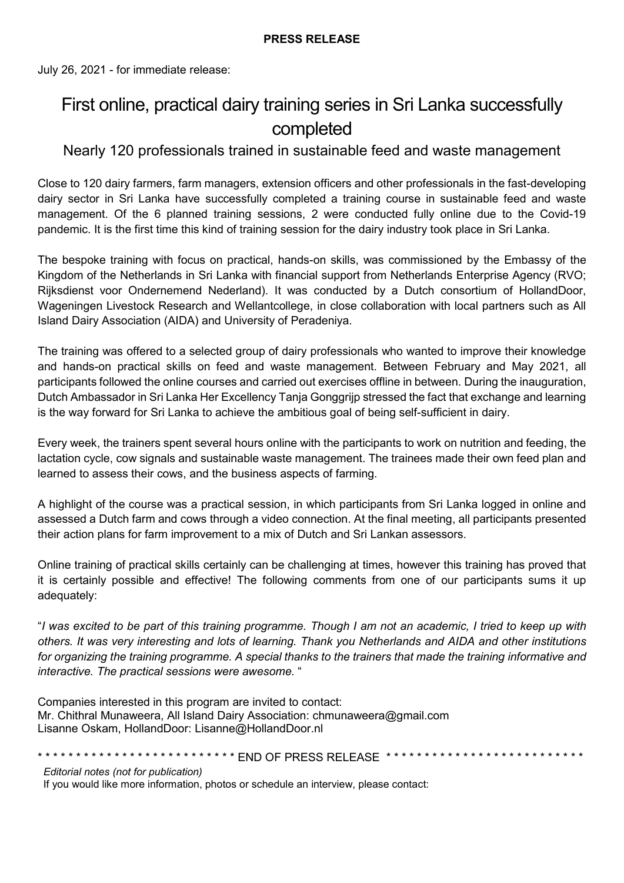**PRESS RELEASE**

July 26, 2021 - for immediate release:

# First online, practical dairy training series in Sri Lanka successfully completed

## Nearly 120 professionals trained in sustainable feed and waste management

Close to 120 dairy farmers, farm managers, extension officers and other professionals in the fast-developing dairy sector in Sri Lanka have successfully completed a training course in sustainable feed and waste management. Of the 6 planned training sessions, 2 were conducted fully online due to the Covid-19 pandemic. It is the first time this kind of training session for the dairy industry took place in Sri Lanka.

The bespoke training with focus on practical, hands-on skills, was commissioned by the Embassy of the Kingdom of the Netherlands in Sri Lanka with financial support from Netherlands Enterprise Agency (RVO; Rijksdienst voor Ondernemend Nederland). It was conducted by a Dutch consortium of HollandDoor, Wageningen Livestock Research and Wellantcollege, in close collaboration with local partners such as All Island Dairy Association (AIDA) and University of Peradeniya.

The training was offered to a selected group of dairy professionals who wanted to improve their knowledge and hands-on practical skills on feed and waste management. Between February and May 2021, all participants followed the online courses and carried out exercises offline in between. During the inauguration, Dutch Ambassador in Sri Lanka Her Excellency Tanja Gonggrijp stressed the fact that exchange and learning is the way forward for Sri Lanka to achieve the ambitious goal of being self-sufficient in dairy.

Every week, the trainers spent several hours online with the participants to work on nutrition and feeding, the lactation cycle, cow signals and sustainable waste management. The trainees made their own feed plan and learned to assess their cows, and the business aspects of farming.

A highlight of the course was a practical session, in which participants from Sri Lanka logged in online and assessed a Dutch farm and cows through a video connection. At the final meeting, all participants presented their action plans for farm improvement to a mix of Dutch and Sri Lankan assessors.

Online training of practical skills certainly can be challenging at times, however this training has proved that it is certainly possible and effective! The following comments from one of our participants sums it up adequately:

"*I was excited to be part of this training programme. Though I am not an academic, I tried to keep up with others. It was very interesting and lots of learning. Thank you Netherlands and AIDA and other institutions for organizing the training programme. A special thanks to the trainers that made the training informative and interactive. The practical sessions were awesome.* "

Companies interested in this program are invited to contact:
Mr. Chithral Munaweera, All Island Dairy Association: chmunaweera@gmail.com
Lisanne Oskam, HollandDoor: Lisanne@HollandDoor.nl

\* \* \* \* \* \* \* \* \* \* \* \* \* \* \* \* \* \* \* \* \* \* \* \* \* \* END OF PRESS RELEASE \* \* \* \* \* \* \* \* \* \* \* \* \* \* \* \* \* \* \* \* \* \* \* \* \* \* \*

*Editorial notes (not for publication)*
If you would like more information, photos or schedule an interview, please contact: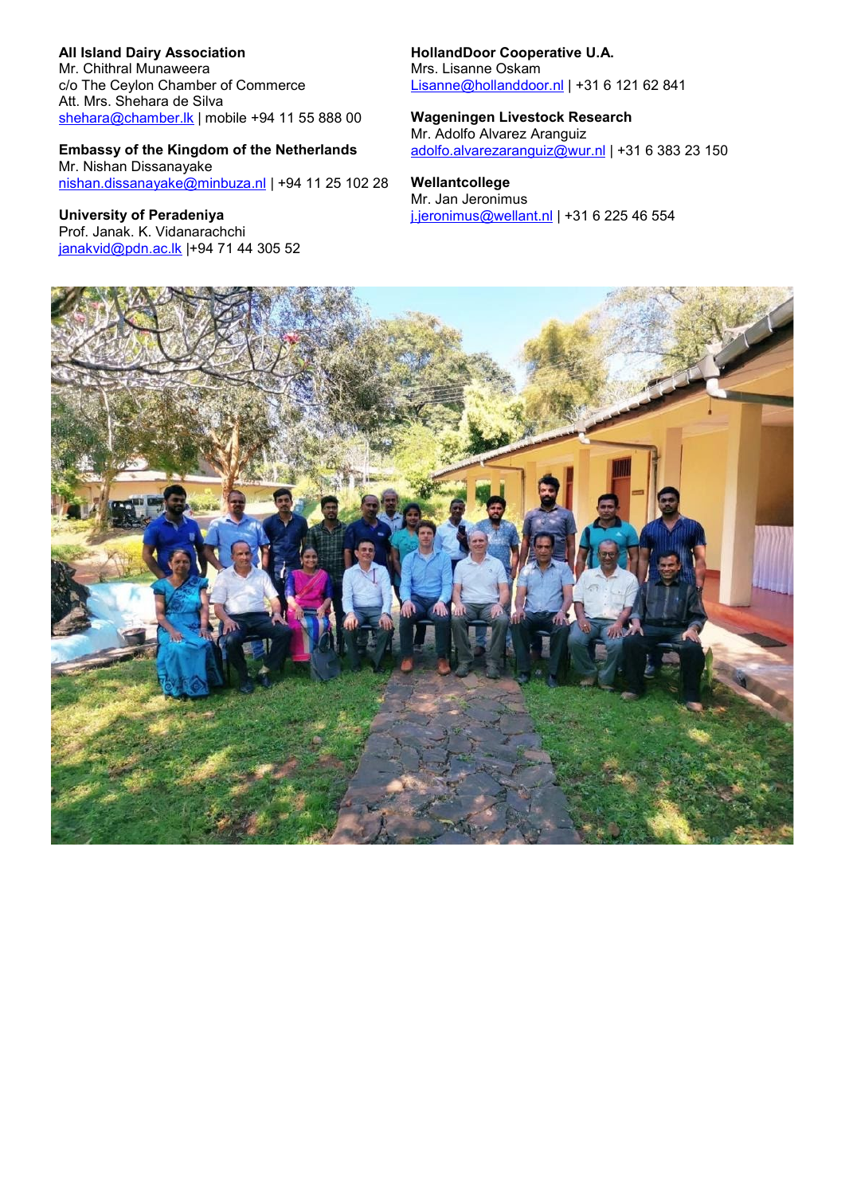**All Island Dairy Association**
Mr. Chithral Munaweera
c/o The Ceylon Chamber of Commerce
Att. Mrs. Shehara de Silva
shehara@chamber.lk | mobile +94 11 55 888 00

**Embassy of the Kingdom of the Netherlands**
Mr. Nishan Dissanayake
nishan.dissanayake@minbuza.nl | +94 11 25 102 28

**University of Peradeniya**
Prof. Janak. K. Vidanarachchi
janakvid@pdn.ac.lk |+94 71 44 305 52

**HollandDoor Cooperative U.A.**
Mrs. Lisanne Oskam
Lisanne@hollanddoor.nl | +31 6 121 62 841

**Wageningen Livestock Research**
Mr. Adolfo Alvarez Aranguiz
adolfo.alvarezaranguiz@wur.nl | +31 6 383 23 150

**Wellantcollege**
Mr. Jan Jeronimus
j.jeronimus@wellant.nl | +31 6 225 46 554